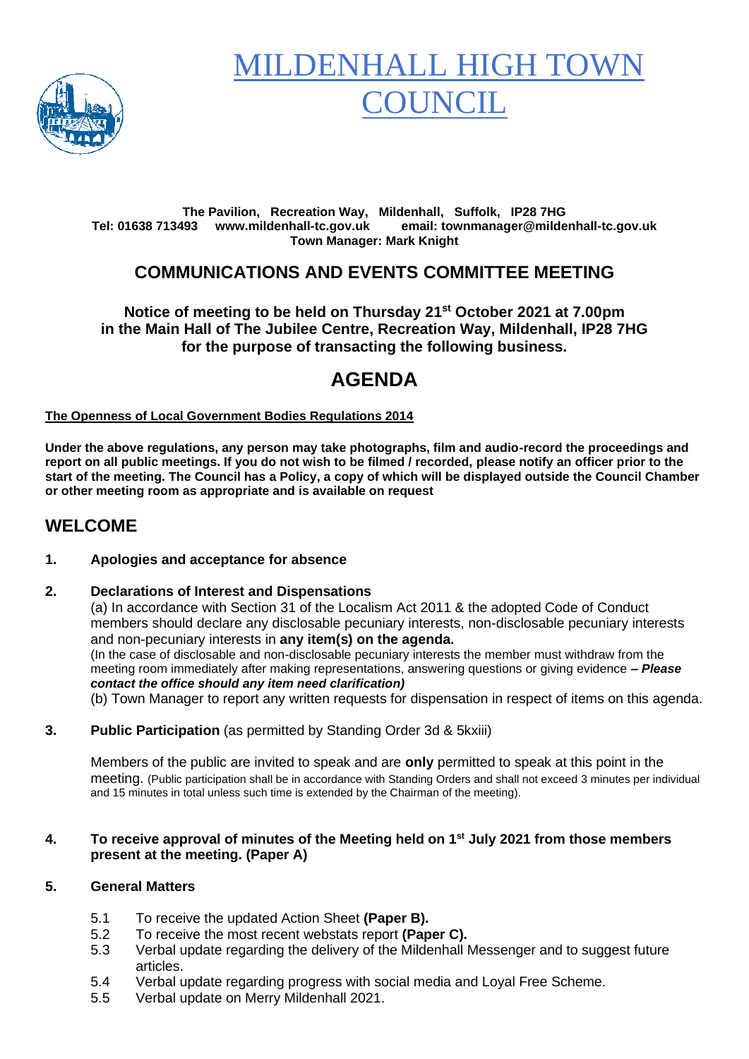# MILDENHALL HIGH TOWN COUNCIL

**The Pavilion, Recreation Way, Mildenhall, Suffolk, IP28 7HG**
**Tel: 01638 713493 www.mildenhall-tc.gov.uk email: townmanager@mildenhall-tc.gov.uk**
**Town Manager: Mark Knight**

## COMMUNICATIONS AND EVENTS COMMITTEE MEETING

**Notice of meeting to be held on Thursday 21st October 2021 at 7.00pm in the Main Hall of The Jubilee Centre, Recreation Way, Mildenhall, IP28 7HG for the purpose of transacting the following business.**

# AGENDA

**The Openness of Local Government Bodies Regulations 2014**

**Under the above regulations, any person may take photographs, film and audio-record the proceedings and report on all public meetings. If you do not wish to be filmed / recorded, please notify an officer prior to the start of the meeting. The Council has a Policy, a copy of which will be displayed outside the Council Chamber or other meeting room as appropriate and is available on request**

## WELCOME

**1. Apologies and acceptance for absence**

**2. Declarations of Interest and Dispensations**

(a) In accordance with Section 31 of the Localism Act 2011 & the adopted Code of Conduct members should declare any disclosable pecuniary interests, non-disclosable pecuniary interests and non-pecuniary interests in **any item(s) on the agenda.**

(In the case of disclosable and non-disclosable pecuniary interests the member must withdraw from the meeting room immediately after making representations, answering questions or giving evidence ***– Please contact the office should any item need clarification)***

(b) Town Manager to report any written requests for dispensation in respect of items on this agenda.

**3. Public Participation** (as permitted by Standing Order 3d & 5kxiii)

Members of the public are invited to speak and are **only** permitted to speak at this point in the meeting. (Public participation shall be in accordance with Standing Orders and shall not exceed 3 minutes per individual and 15 minutes in total unless such time is extended by the Chairman of the meeting).

**4. To receive approval of minutes of the Meeting held on 1st July 2021 from those members present at the meeting. (Paper A)**

**5. General Matters**

5.1 To receive the updated Action Sheet **(Paper B).**
5.2 To receive the most recent webstats report **(Paper C).**
5.3 Verbal update regarding the delivery of the Mildenhall Messenger and to suggest future articles.
5.4 Verbal update regarding progress with social media and Loyal Free Scheme.
5.5 Verbal update on Merry Mildenhall 2021.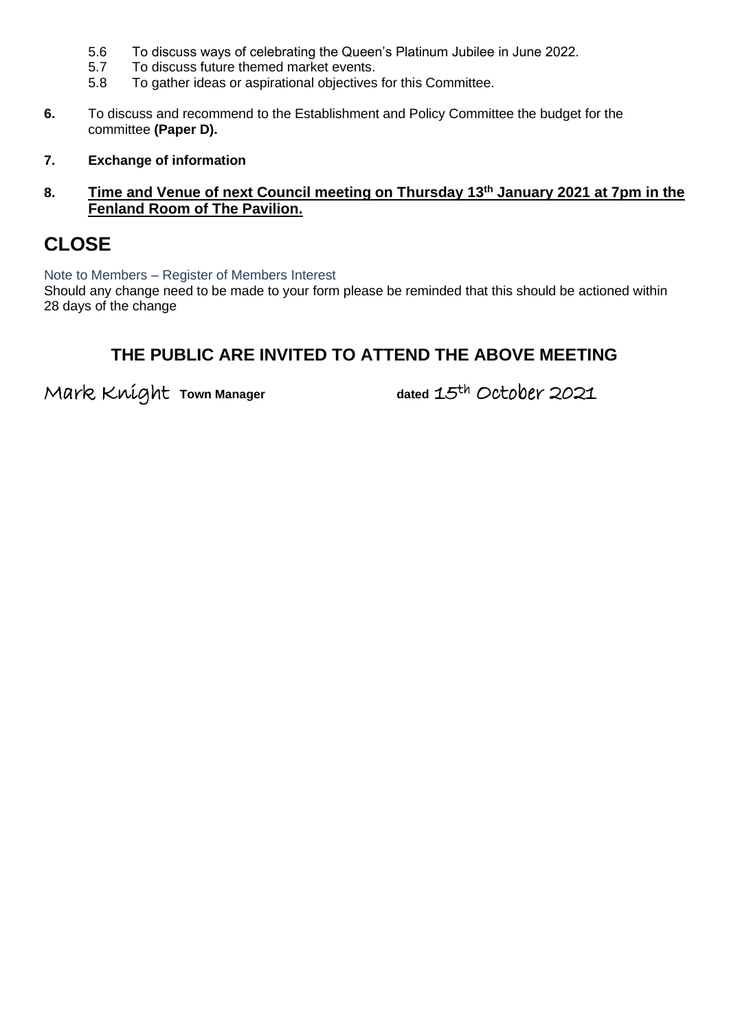5.6 To discuss ways of celebrating the Queen's Platinum Jubilee in June 2022.
5.7 To discuss future themed market events.
5.8 To gather ideas or aspirational objectives for this Committee.

**6.** To discuss and recommend to the Establishment and Policy Committee the budget for the committee **(Paper D).**

**7. Exchange of information**

**8. <u>Time and Venue of next Council meeting on Thursday 13th January 2021 at 7pm in the Fenland Room of The Pavilion.</u>**

# CLOSE

Note to Members – Register of Members Interest
Should any change need to be made to your form please be reminded that this should be actioned within 28 days of the change

## THE PUBLIC ARE INVITED TO ATTEND THE ABOVE MEETING

Mark Knight **Town Manager** **dated** 15th October 2021